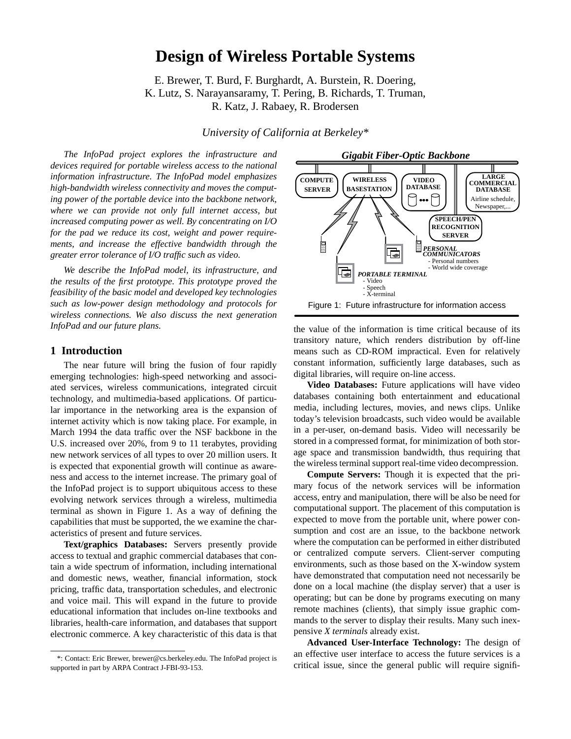# Design of Wireless Portable Systems

E. Brewer, T. Burd, F. Burghardt, A. Burstein, R. Doering, K. Lutz, S. Narayansaramy, T. Pering, B. Richards, T. Truman, R. Katz, J. Rabaey, R. Brodersen

*University of California at Berkeley**

*The InfoPad project explores the infrastructure and devices required for portable wireless access to the national information infrastructure. The InfoPad model emphasizes high-bandwidth wireless connectivity and moves the computing power of the portable device into the backbone network, where we can provide not only full internet access, but increased computing power as well. By concentrating on I/O for the pad we reduce its cost, weight and power requirements, and increase the effective bandwidth through the greater error tolerance of I/O traffic such as video.*

*We describe the InfoPad model, its infrastructure, and the results of the first prototype. This prototype proved the feasibility of the basic model and developed key technologies such as low-power design methodology and protocols for wireless connections. We also discuss the next generation InfoPad and our future plans.*

## 1 Introduction

The near future will bring the fusion of four rapidly emerging technologies: high-speed networking and associated services, wireless communications, integrated circuit technology, and multimedia-based applications. Of particular importance in the networking area is the expansion of internet activity which is now taking place. For example, in March 1994 the data traffic over the NSF backbone in the U.S. increased over 20%, from 9 to 11 terabytes, providing new network services of all types to over 20 million users. It is expected that exponential growth will continue as awareness and access to the internet increase. The primary goal of the InfoPad project is to support ubiquitous access to these evolving network services through a wireless, multimedia terminal as shown in Figure 1. As a way of defining the capabilities that must be supported, the we examine the characteristics of present and future services.

**Text/graphics Databases:** Servers presently provide access to textual and graphic commercial databases that contain a wide spectrum of information, including international and domestic news, weather, financial information, stock pricing, traffic data, transportation schedules, and electronic and voice mail. This will expand in the future to provide educational information that includes on-line textbooks and libraries, health-care information, and databases that support electronic commerce. A key characteristic of this data is that the value of the information is time critical because of its transitory nature, which renders distribution by off-line means such as CD-ROM impractical. Even for relatively constant information, sufficiently large databases, such as digital libraries, will require on-line access.

*Gigabit Fiber-Optic Backbone*

COMPUTE SERVER | WIRELESS BASESTATION | VIDEO DATABASE | LARGE COMMERCIAL DATABASE (Airline schedule, Newspaper,...) | SPEECH/PEN RECOGNITION SERVER

*PERSONAL COMMUNICATORS*
- Personal numbers
- World wide coverage

*PORTABLE TERMINAL*
- Video
- Speech
- X-terminal

Figure 1: Future infrastructure for information access

**Video Databases:** Future applications will have video databases containing both entertainment and educational media, including lectures, movies, and news clips. Unlike today's television broadcasts, such video would be available in a per-user, on-demand basis. Video will necessarily be stored in a compressed format, for minimization of both storage space and transmission bandwidth, thus requiring that the wireless terminal support real-time video decompression.

**Compute Servers:** Though it is expected that the primary focus of the network services will be information access, entry and manipulation, there will be also be need for computational support. The placement of this computation is expected to move from the portable unit, where power consumption and cost are an issue, to the backbone network where the computation can be performed in either distributed or centralized compute servers. Client-server computing environments, such as those based on the X-window system have demonstrated that computation need not necessarily be done on a local machine (the display server) that a user is operating; but can be done by programs executing on many remote machines (clients), that simply issue graphic commands to the server to display their results. Many such inexpensive *X terminals* already exist.

**Advanced User-Interface Technology:** The design of an effective user interface to access the future services is a critical issue, since the general public will require signifi-

*: Contact: Eric Brewer, brewer@cs.berkeley.edu. The InfoPad project is supported in part by ARPA Contract J-FBI-93-153.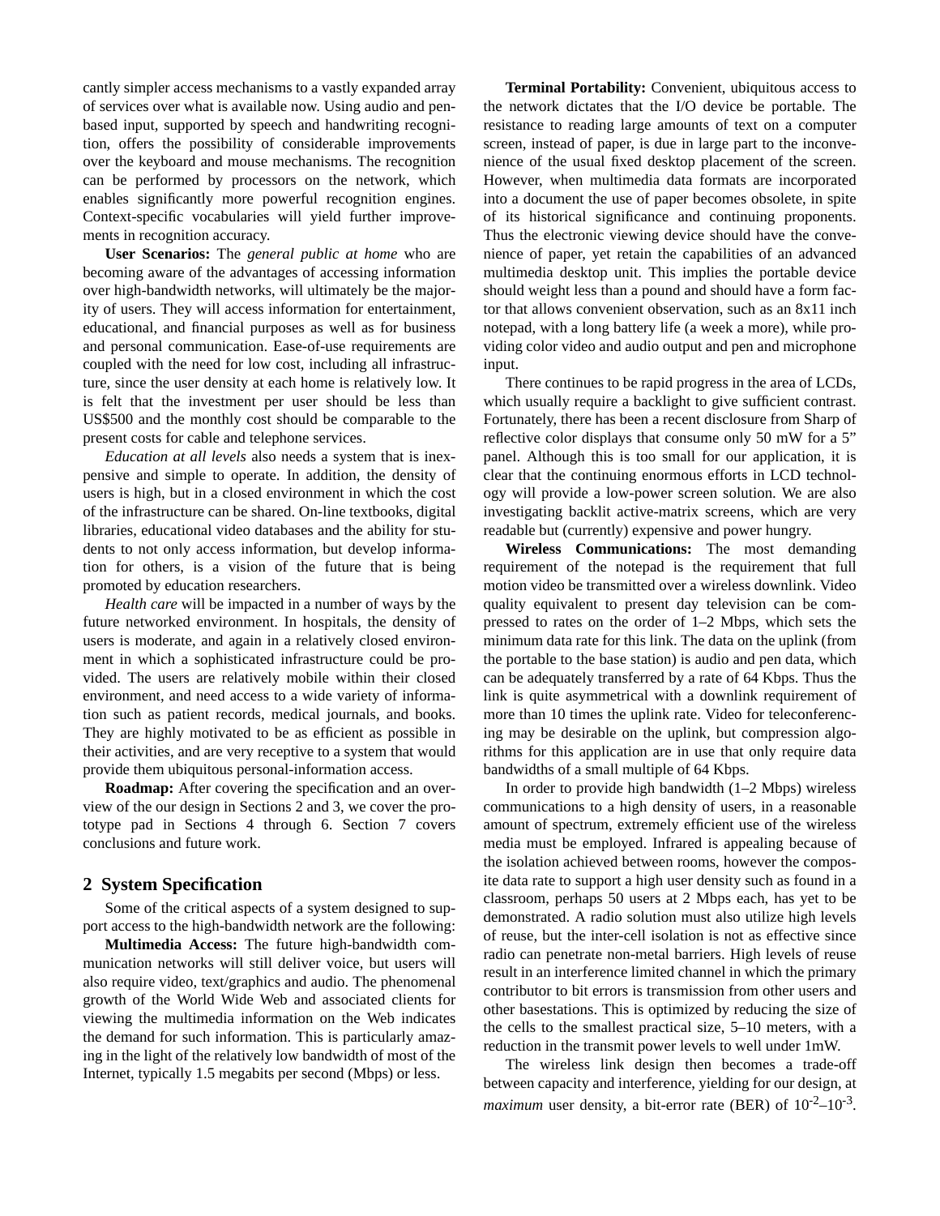cantly simpler access mechanisms to a vastly expanded array of services over what is available now. Using audio and pen-based input, supported by speech and handwriting recognition, offers the possibility of considerable improvements over the keyboard and mouse mechanisms. The recognition can be performed by processors on the network, which enables significantly more powerful recognition engines. Context-specific vocabularies will yield further improvements in recognition accuracy.

**User Scenarios:** The *general public at home* who are becoming aware of the advantages of accessing information over high-bandwidth networks, will ultimately be the majority of users. They will access information for entertainment, educational, and financial purposes as well as for business and personal communication. Ease-of-use requirements are coupled with the need for low cost, including all infrastructure, since the user density at each home is relatively low. It is felt that the investment per user should be less than US$500 and the monthly cost should be comparable to the present costs for cable and telephone services.

*Education at all levels* also needs a system that is inexpensive and simple to operate. In addition, the density of users is high, but in a closed environment in which the cost of the infrastructure can be shared. On-line textbooks, digital libraries, educational video databases and the ability for students to not only access information, but develop information for others, is a vision of the future that is being promoted by education researchers.

*Health care* will be impacted in a number of ways by the future networked environment. In hospitals, the density of users is moderate, and again in a relatively closed environment in which a sophisticated infrastructure could be provided. The users are relatively mobile within their closed environment, and need access to a wide variety of information such as patient records, medical journals, and books. They are highly motivated to be as efficient as possible in their activities, and are very receptive to a system that would provide them ubiquitous personal-information access.

**Roadmap:** After covering the specification and an overview of the our design in Sections 2 and 3, we cover the prototype pad in Sections 4 through 6. Section 7 covers conclusions and future work.

## 2 System Specification

Some of the critical aspects of a system designed to support access to the high-bandwidth network are the following:

**Multimedia Access:** The future high-bandwidth communication networks will still deliver voice, but users will also require video, text/graphics and audio. The phenomenal growth of the World Wide Web and associated clients for viewing the multimedia information on the Web indicates the demand for such information. This is particularly amazing in the light of the relatively low bandwidth of most of the Internet, typically 1.5 megabits per second (Mbps) or less.

**Terminal Portability:** Convenient, ubiquitous access to the network dictates that the I/O device be portable. The resistance to reading large amounts of text on a computer screen, instead of paper, is due in large part to the inconvenience of the usual fixed desktop placement of the screen. However, when multimedia data formats are incorporated into a document the use of paper becomes obsolete, in spite of its historical significance and continuing proponents. Thus the electronic viewing device should have the convenience of paper, yet retain the capabilities of an advanced multimedia desktop unit. This implies the portable device should weight less than a pound and should have a form factor that allows convenient observation, such as an 8x11 inch notepad, with a long battery life (a week a more), while providing color video and audio output and pen and microphone input.

There continues to be rapid progress in the area of LCDs, which usually require a backlight to give sufficient contrast. Fortunately, there has been a recent disclosure from Sharp of reflective color displays that consume only 50 mW for a 5" panel. Although this is too small for our application, it is clear that the continuing enormous efforts in LCD technology will provide a low-power screen solution. We are also investigating backlit active-matrix screens, which are very readable but (currently) expensive and power hungry.

**Wireless Communications:** The most demanding requirement of the notepad is the requirement that full motion video be transmitted over a wireless downlink. Video quality equivalent to present day television can be compressed to rates on the order of 1–2 Mbps, which sets the minimum data rate for this link. The data on the uplink (from the portable to the base station) is audio and pen data, which can be adequately transferred by a rate of 64 Kbps. Thus the link is quite asymmetrical with a downlink requirement of more than 10 times the uplink rate. Video for teleconferencing may be desirable on the uplink, but compression algorithms for this application are in use that only require data bandwidths of a small multiple of 64 Kbps.

In order to provide high bandwidth (1–2 Mbps) wireless communications to a high density of users, in a reasonable amount of spectrum, extremely efficient use of the wireless media must be employed. Infrared is appealing because of the isolation achieved between rooms, however the composite data rate to support a high user density such as found in a classroom, perhaps 50 users at 2 Mbps each, has yet to be demonstrated. A radio solution must also utilize high levels of reuse, but the inter-cell isolation is not as effective since radio can penetrate non-metal barriers. High levels of reuse result in an interference limited channel in which the primary contributor to bit errors is transmission from other users and other basestations. This is optimized by reducing the size of the cells to the smallest practical size, 5–10 meters, with a reduction in the transmit power levels to well under 1mW.

The wireless link design then becomes a trade-off between capacity and interference, yielding for our design, at *maximum* user density, a bit-error rate (BER) of $10^{-2}$–$10^{-3}$.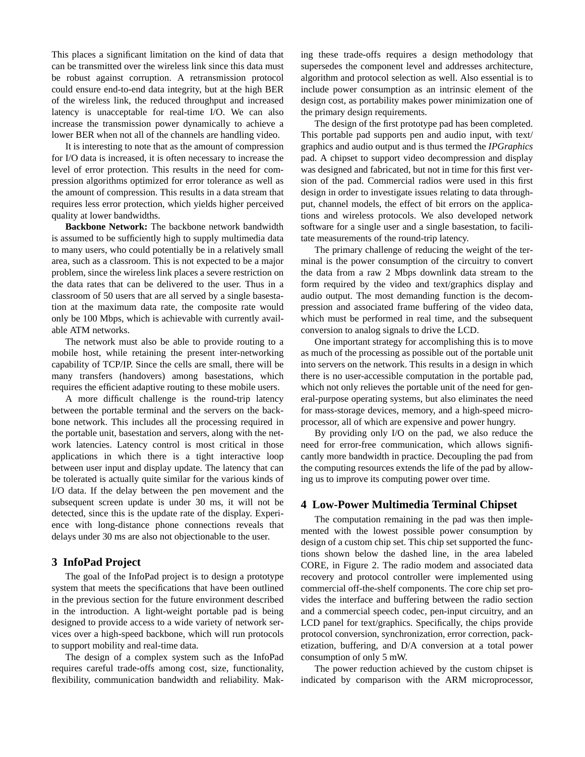This places a significant limitation on the kind of data that can be transmitted over the wireless link since this data must be robust against corruption. A retransmission protocol could ensure end-to-end data integrity, but at the high BER of the wireless link, the reduced throughput and increased latency is unacceptable for real-time I/O. We can also increase the transmission power dynamically to achieve a lower BER when not all of the channels are handling video.

It is interesting to note that as the amount of compression for I/O data is increased, it is often necessary to increase the level of error protection. This results in the need for compression algorithms optimized for error tolerance as well as the amount of compression. This results in a data stream that requires less error protection, which yields higher perceived quality at lower bandwidths.

**Backbone Network:** The backbone network bandwidth is assumed to be sufficiently high to supply multimedia data to many users, who could potentially be in a relatively small area, such as a classroom. This is not expected to be a major problem, since the wireless link places a severe restriction on the data rates that can be delivered to the user. Thus in a classroom of 50 users that are all served by a single basestation at the maximum data rate, the composite rate would only be 100 Mbps, which is achievable with currently available ATM networks.

The network must also be able to provide routing to a mobile host, while retaining the present inter-networking capability of TCP/IP. Since the cells are small, there will be many transfers (handovers) among basestations, which requires the efficient adaptive routing to these mobile users.

A more difficult challenge is the round-trip latency between the portable terminal and the servers on the backbone network. This includes all the processing required in the portable unit, basestation and servers, along with the network latencies. Latency control is most critical in those applications in which there is a tight interactive loop between user input and display update. The latency that can be tolerated is actually quite similar for the various kinds of I/O data. If the delay between the pen movement and the subsequent screen update is under 30 ms, it will not be detected, since this is the update rate of the display. Experience with long-distance phone connections reveals that delays under 30 ms are also not objectionable to the user.

## 3 InfoPad Project

The goal of the InfoPad project is to design a prototype system that meets the specifications that have been outlined in the previous section for the future environment described in the introduction. A light-weight portable pad is being designed to provide access to a wide variety of network services over a high-speed backbone, which will run protocols to support mobility and real-time data.

The design of a complex system such as the InfoPad requires careful trade-offs among cost, size, functionality, flexibility, communication bandwidth and reliability. Making these trade-offs requires a design methodology that supersedes the component level and addresses architecture, algorithm and protocol selection as well. Also essential is to include power consumption as an intrinsic element of the design cost, as portability makes power minimization one of the primary design requirements.

The design of the first prototype pad has been completed. This portable pad supports pen and audio input, with text/graphics and audio output and is thus termed the *IPGraphics* pad. A chipset to support video decompression and display was designed and fabricated, but not in time for this first version of the pad. Commercial radios were used in this first design in order to investigate issues relating to data throughput, channel models, the effect of bit errors on the applications and wireless protocols. We also developed network software for a single user and a single basestation, to facilitate measurements of the round-trip latency.

The primary challenge of reducing the weight of the terminal is the power consumption of the circuitry to convert the data from a raw 2 Mbps downlink data stream to the form required by the video and text/graphics display and audio output. The most demanding function is the decompression and associated frame buffering of the video data, which must be performed in real time, and the subsequent conversion to analog signals to drive the LCD.

One important strategy for accomplishing this is to move as much of the processing as possible out of the portable unit into servers on the network. This results in a design in which there is no user-accessible computation in the portable pad, which not only relieves the portable unit of the need for general-purpose operating systems, but also eliminates the need for mass-storage devices, memory, and a high-speed microprocessor, all of which are expensive and power hungry.

By providing only I/O on the pad, we also reduce the need for error-free communication, which allows significantly more bandwidth in practice. Decoupling the pad from the computing resources extends the life of the pad by allowing us to improve its computing power over time.

## 4 Low-Power Multimedia Terminal Chipset

The computation remaining in the pad was then implemented with the lowest possible power consumption by design of a custom chip set. This chip set supported the functions shown below the dashed line, in the area labeled CORE, in Figure 2. The radio modem and associated data recovery and protocol controller were implemented using commercial off-the-shelf components. The core chip set provides the interface and buffering between the radio section and a commercial speech codec, pen-input circuitry, and an LCD panel for text/graphics. Specifically, the chips provide protocol conversion, synchronization, error correction, packetization, buffering, and D/A conversion at a total power consumption of only 5 mW.

The power reduction achieved by the custom chipset is indicated by comparison with the ARM microprocessor,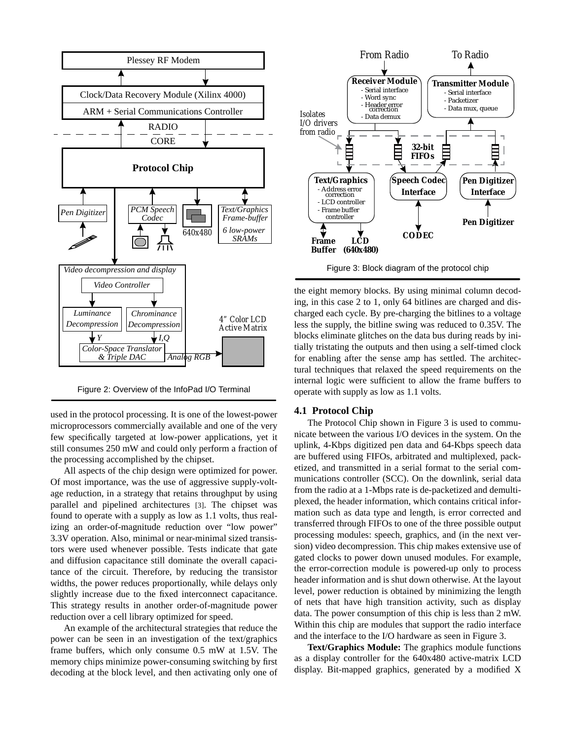Figure 2: Overview of the InfoPad I/O Terminal

Figure 3: Block diagram of the protocol chip

used in the protocol processing. It is one of the lowest-power microprocessors commercially available and one of the very few specifically targeted at low-power applications, yet it still consumes 250 mW and could only perform a fraction of the processing accomplished by the chipset.

All aspects of the chip design were optimized for power. Of most importance, was the use of aggressive supply-voltage reduction, in a strategy that retains throughput by using parallel and pipelined architectures [3]. The chipset was found to operate with a supply as low as 1.1 volts, thus realizing an order-of-magnitude reduction over "low power" 3.3V operation. Also, minimal or near-minimal sized transistors were used whenever possible. Tests indicate that gate and diffusion capacitance still dominate the overall capacitance of the circuit. Therefore, by reducing the transistor widths, the power reduces proportionally, while delays only slightly increase due to the fixed interconnect capacitance. This strategy results in another order-of-magnitude power reduction over a cell library optimized for speed.

An example of the architectural strategies that reduce the power can be seen in an investigation of the text/graphics frame buffers, which only consume 0.5 mW at 1.5V. The memory chips minimize power-consuming switching by first decoding at the block level, and then activating only one of the eight memory blocks. By using minimal column decoding, in this case 2 to 1, only 64 bitlines are charged and discharged each cycle. By pre-charging the bitlines to a voltage less the supply, the bitline swing was reduced to 0.35V. The blocks eliminate glitches on the data bus during reads by initially tristating the outputs and then using a self-timed clock for enabling after the sense amp has settled. The architectural techniques that relaxed the speed requirements on the internal logic were sufficient to allow the frame buffers to operate with supply as low as 1.1 volts.

### 4.1 Protocol Chip

The Protocol Chip shown in Figure 3 is used to communicate between the various I/O devices in the system. On the uplink, 4-Kbps digitized pen data and 64-Kbps speech data are buffered using FIFOs, arbitrated and multiplexed, packetized, and transmitted in a serial format to the serial communications controller (SCC). On the downlink, serial data from the radio at a 1-Mbps rate is de-packetized and demultiplexed, the header information, which contains critical information such as data type and length, is error corrected and transferred through FIFOs to one of the three possible output processing modules: speech, graphics, and (in the next version) video decompression. This chip makes extensive use of gated clocks to power down unused modules. For example, the error-correction module is powered-up only to process header information and is shut down otherwise. At the layout level, power reduction is obtained by minimizing the length of nets that have high transition activity, such as display data. The power consumption of this chip is less than 2 mW. Within this chip are modules that support the radio interface and the interface to the I/O hardware as seen in Figure 3.

**Text/Graphics Module:** The graphics module functions as a display controller for the 640x480 active-matrix LCD display. Bit-mapped graphics, generated by a modified X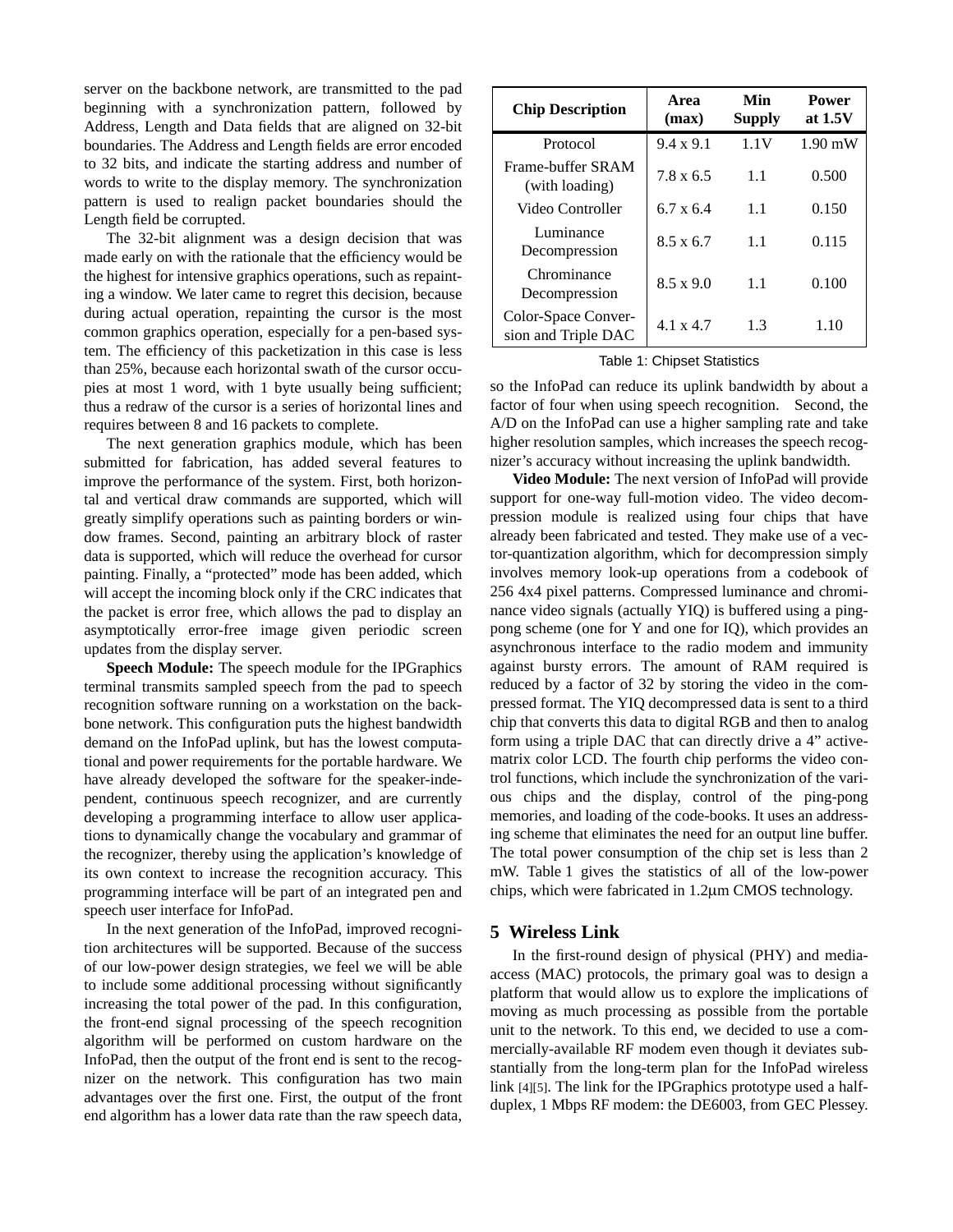server on the backbone network, are transmitted to the pad beginning with a synchronization pattern, followed by Address, Length and Data fields that are aligned on 32-bit boundaries. The Address and Length fields are error encoded to 32 bits, and indicate the starting address and number of words to write to the display memory. The synchronization pattern is used to realign packet boundaries should the Length field be corrupted.

The 32-bit alignment was a design decision that was made early on with the rationale that the efficiency would be the highest for intensive graphics operations, such as repainting a window. We later came to regret this decision, because during actual operation, repainting the cursor is the most common graphics operation, especially for a pen-based system. The efficiency of this packetization in this case is less than 25%, because each horizontal swath of the cursor occupies at most 1 word, with 1 byte usually being sufficient; thus a redraw of the cursor is a series of horizontal lines and requires between 8 and 16 packets to complete.

The next generation graphics module, which has been submitted for fabrication, has added several features to improve the performance of the system. First, both horizontal and vertical draw commands are supported, which will greatly simplify operations such as painting borders or window frames. Second, painting an arbitrary block of raster data is supported, which will reduce the overhead for cursor painting. Finally, a "protected" mode has been added, which will accept the incoming block only if the CRC indicates that the packet is error free, which allows the pad to display an asymptotically error-free image given periodic screen updates from the display server.

**Speech Module:** The speech module for the IPGraphics terminal transmits sampled speech from the pad to speech recognition software running on a workstation on the backbone network. This configuration puts the highest bandwidth demand on the InfoPad uplink, but has the lowest computational and power requirements for the portable hardware. We have already developed the software for the speaker-independent, continuous speech recognizer, and are currently developing a programming interface to allow user applications to dynamically change the vocabulary and grammar of the recognizer, thereby using the application's knowledge of its own context to increase the recognition accuracy. This programming interface will be part of an integrated pen and speech user interface for InfoPad.

In the next generation of the InfoPad, improved recognition architectures will be supported. Because of the success of our low-power design strategies, we feel we will be able to include some additional processing without significantly increasing the total power of the pad. In this configuration, the front-end signal processing of the speech recognition algorithm will be performed on custom hardware on the InfoPad, then the output of the front end is sent to the recognizer on the network. This configuration has two main advantages over the first one. First, the output of the front end algorithm has a lower data rate than the raw speech data, so the InfoPad can reduce its uplink bandwidth by about a factor of four when using speech recognition. Second, the A/D on the InfoPad can use a higher sampling rate and take higher resolution samples, which increases the speech recognizer's accuracy without increasing the uplink bandwidth.

| Chip Description | Area (max) | Min Supply | Power at 1.5V |
|---|---|---|---|
| Protocol | 9.4 x 9.1 | 1.1V | 1.90 mW |
| Frame-buffer SRAM (with loading) | 7.8 x 6.5 | 1.1 | 0.500 |
| Video Controller | 6.7 x 6.4 | 1.1 | 0.150 |
| Luminance Decompression | 8.5 x 6.7 | 1.1 | 0.115 |
| Chrominance Decompression | 8.5 x 9.0 | 1.1 | 0.100 |
| Color-Space Conversion and Triple DAC | 4.1 x 4.7 | 1.3 | 1.10 |

Table 1: Chipset Statistics

**Video Module:** The next version of InfoPad will provide support for one-way full-motion video. The video decompression module is realized using four chips that have already been fabricated and tested. They make use of a vector-quantization algorithm, which for decompression simply involves memory look-up operations from a codebook of 256 4x4 pixel patterns. Compressed luminance and chrominance video signals (actually YIQ) is buffered using a ping-pong scheme (one for Y and one for IQ), which provides an asynchronous interface to the radio modem and immunity against bursty errors. The amount of RAM required is reduced by a factor of 32 by storing the video in the compressed format. The YIQ decompressed data is sent to a third chip that converts this data to digital RGB and then to analog form using a triple DAC that can directly drive a 4" active-matrix color LCD. The fourth chip performs the video control functions, which include the synchronization of the various chips and the display, control of the ping-pong memories, and loading of the code-books. It uses an addressing scheme that eliminates the need for an output line buffer. The total power consumption of the chip set is less than 2 mW. Table 1 gives the statistics of all of the low-power chips, which were fabricated in 1.2μm CMOS technology.

## 5 Wireless Link

In the first-round design of physical (PHY) and media-access (MAC) protocols, the primary goal was to design a platform that would allow us to explore the implications of moving as much processing as possible from the portable unit to the network. To this end, we decided to use a commercially-available RF modem even though it deviates substantially from the long-term plan for the InfoPad wireless link [4][5]. The link for the IPGraphics prototype used a half-duplex, 1 Mbps RF modem: the DE6003, from GEC Plessey.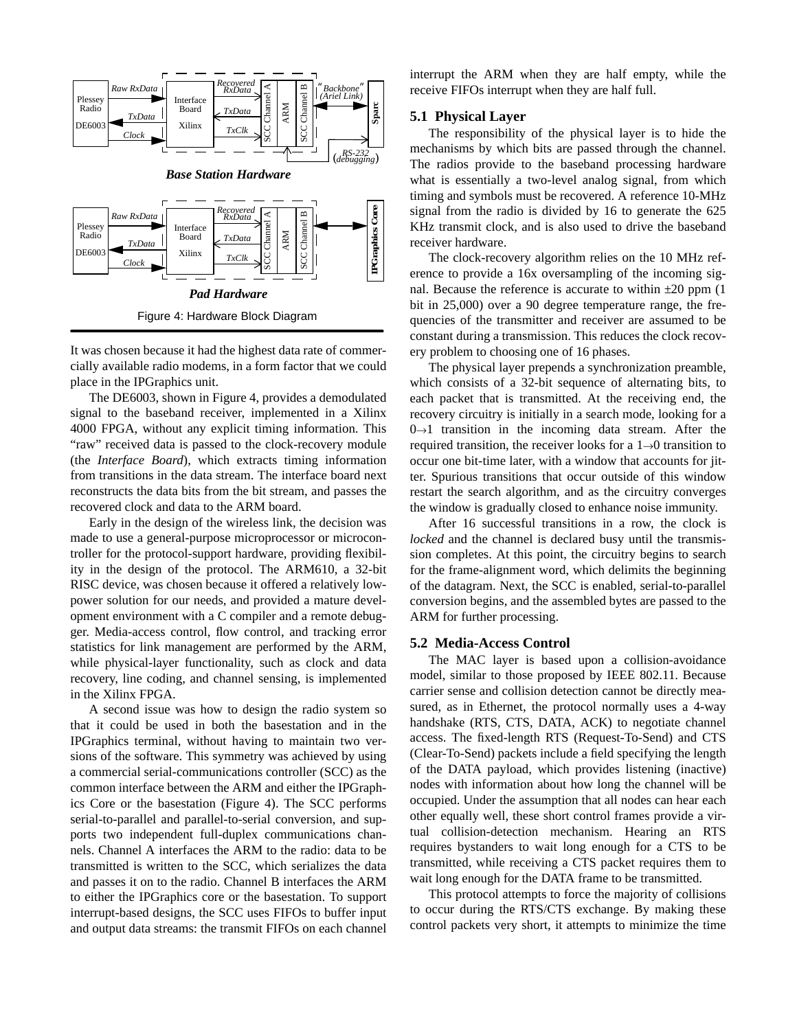Figure 4: Hardware Block Diagram

It was chosen because it had the highest data rate of commercially available radio modems, in a form factor that we could place in the IPGraphics unit.

The DE6003, shown in Figure 4, provides a demodulated signal to the baseband receiver, implemented in a Xilinx 4000 FPGA, without any explicit timing information. This "raw" received data is passed to the clock-recovery module (the *Interface Board*), which extracts timing information from transitions in the data stream. The interface board next reconstructs the data bits from the bit stream, and passes the recovered clock and data to the ARM board.

Early in the design of the wireless link, the decision was made to use a general-purpose microprocessor or microcontroller for the protocol-support hardware, providing flexibility in the design of the protocol. The ARM610, a 32-bit RISC device, was chosen because it offered a relatively low-power solution for our needs, and provided a mature development environment with a C compiler and a remote debugger. Media-access control, flow control, and tracking error statistics for link management are performed by the ARM, while physical-layer functionality, such as clock and data recovery, line coding, and channel sensing, is implemented in the Xilinx FPGA.

A second issue was how to design the radio system so that it could be used in both the basestation and in the IPGraphics terminal, without having to maintain two versions of the software. This symmetry was achieved by using a commercial serial-communications controller (SCC) as the common interface between the ARM and either the IPGraphics Core or the basestation (Figure 4). The SCC performs serial-to-parallel and parallel-to-serial conversion, and supports two independent full-duplex communications channels. Channel A interfaces the ARM to the radio: data to be transmitted is written to the SCC, which serializes the data and passes it on to the radio. Channel B interfaces the ARM to either the IPGraphics core or the basestation. To support interrupt-based designs, the SCC uses FIFOs to buffer input and output data streams: the transmit FIFOs on each channel interrupt the ARM when they are half empty, while the receive FIFOs interrupt when they are half full.

### 5.1 Physical Layer

The responsibility of the physical layer is to hide the mechanisms by which bits are passed through the channel. The radios provide to the baseband processing hardware what is essentially a two-level analog signal, from which timing and symbols must be recovered. A reference 10-MHz signal from the radio is divided by 16 to generate the 625 KHz transmit clock, and is also used to drive the baseband receiver hardware.

The clock-recovery algorithm relies on the 10 MHz reference to provide a 16x oversampling of the incoming signal. Because the reference is accurate to within ±20 ppm (1 bit in 25,000) over a 90 degree temperature range, the frequencies of the transmitter and receiver are assumed to be constant during a transmission. This reduces the clock recovery problem to choosing one of 16 phases.

The physical layer prepends a synchronization preamble, which consists of a 32-bit sequence of alternating bits, to each packet that is transmitted. At the receiving end, the recovery circuitry is initially in a search mode, looking for a $0 \rightarrow 1$ transition in the incoming data stream. After the required transition, the receiver looks for a $1 \rightarrow 0$ transition to occur one bit-time later, with a window that accounts for jitter. Spurious transitions that occur outside of this window restart the search algorithm, and as the circuitry converges the window is gradually closed to enhance noise immunity.

After 16 successful transitions in a row, the clock is *locked* and the channel is declared busy until the transmission completes. At this point, the circuitry begins to search for the frame-alignment word, which delimits the beginning of the datagram. Next, the SCC is enabled, serial-to-parallel conversion begins, and the assembled bytes are passed to the ARM for further processing.

### 5.2 Media-Access Control

The MAC layer is based upon a collision-avoidance model, similar to those proposed by IEEE 802.11. Because carrier sense and collision detection cannot be directly measured, as in Ethernet, the protocol normally uses a 4-way handshake (RTS, CTS, DATA, ACK) to negotiate channel access. The fixed-length RTS (Request-To-Send) and CTS (Clear-To-Send) packets include a field specifying the length of the DATA payload, which provides listening (inactive) nodes with information about how long the channel will be occupied. Under the assumption that all nodes can hear each other equally well, these short control frames provide a virtual collision-detection mechanism. Hearing an RTS requires bystanders to wait long enough for a CTS to be transmitted, while receiving a CTS packet requires them to wait long enough for the DATA frame to be transmitted.

This protocol attempts to force the majority of collisions to occur during the RTS/CTS exchange. By making these control packets very short, it attempts to minimize the time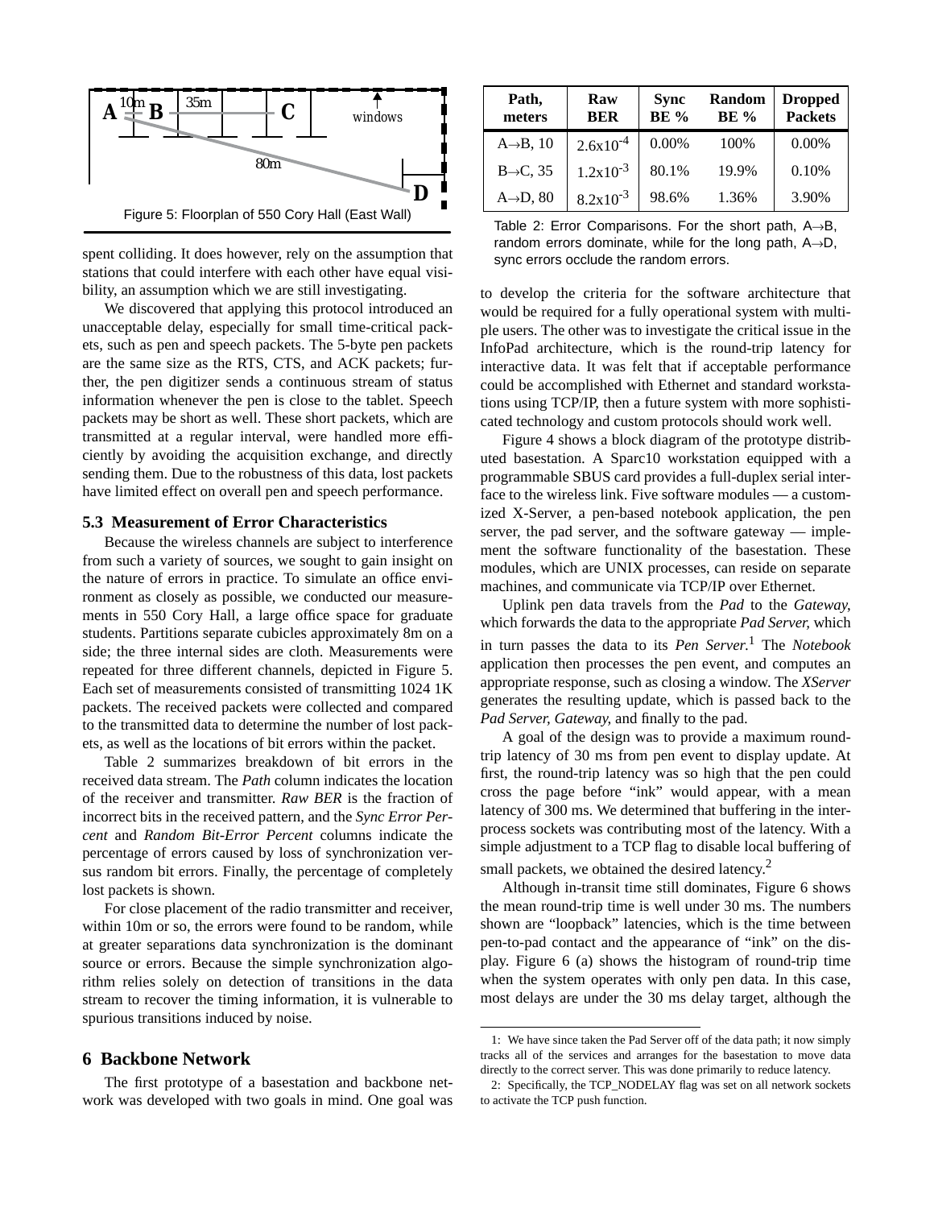Figure 5: Floorplan of 550 Cory Hall (East Wall)

spent colliding. It does however, rely on the assumption that stations that could interfere with each other have equal visibility, an assumption which we are still investigating.

We discovered that applying this protocol introduced an unacceptable delay, especially for small time-critical packets, such as pen and speech packets. The 5-byte pen packets are the same size as the RTS, CTS, and ACK packets; further, the pen digitizer sends a continuous stream of status information whenever the pen is close to the tablet. Speech packets may be short as well. These short packets, which are transmitted at a regular interval, were handled more efficiently by avoiding the acquisition exchange, and directly sending them. Due to the robustness of this data, lost packets have limited effect on overall pen and speech performance.

### 5.3 Measurement of Error Characteristics

Because the wireless channels are subject to interference from such a variety of sources, we sought to gain insight on the nature of errors in practice. To simulate an office environment as closely as possible, we conducted our measurements in 550 Cory Hall, a large office space for graduate students. Partitions separate cubicles approximately 8m on a side; the three internal sides are cloth. Measurements were repeated for three different channels, depicted in Figure 5. Each set of measurements consisted of transmitting 1024 1K packets. The received packets were collected and compared to the transmitted data to determine the number of lost packets, as well as the locations of bit errors within the packet.

Table 2 summarizes breakdown of bit errors in the received data stream. The *Path* column indicates the location of the receiver and transmitter. *Raw BER* is the fraction of incorrect bits in the received pattern, and the *Sync Error Percent* and *Random Bit-Error Percent* columns indicate the percentage of errors caused by loss of synchronization versus random bit errors. Finally, the percentage of completely lost packets is shown.

For close placement of the radio transmitter and receiver, within 10m or so, the errors were found to be random, while at greater separations data synchronization is the dominant source or errors. Because the simple synchronization algorithm relies solely on detection of transitions in the data stream to recover the timing information, it is vulnerable to spurious transitions induced by noise.

## 6 Backbone Network

The first prototype of a basestation and backbone network was developed with two goals in mind. One goal was to develop the criteria for the software architecture that would be required for a fully operational system with multiple users. The other was to investigate the critical issue in the InfoPad architecture, which is the round-trip latency for interactive data. It was felt that if acceptable performance could be accomplished with Ethernet and standard workstations using TCP/IP, then a future system with more sophisticated technology and custom protocols should work well.

| Path, meters | Raw BER | Sync BE % | Random BE % | Dropped Packets |
|---|---|---|---|---|
| A→B, 10 | $2.6x10^{-4}$ | 0.00% | 100% | 0.00% |
| B→C, 35 | $1.2x10^{-3}$ | 80.1% | 19.9% | 0.10% |
| A→D, 80 | $8.2x10^{-3}$ | 98.6% | 1.36% | 3.90% |

Table 2: Error Comparisons. For the short path, A→B, random errors dominate, while for the long path, A→D, sync errors occlude the random errors.

Figure 4 shows a block diagram of the prototype distributed basestation. A Sparc10 workstation equipped with a programmable SBUS card provides a full-duplex serial interface to the wireless link. Five software modules — a customized X-Server, a pen-based notebook application, the pen server, the pad server, and the software gateway — implement the software functionality of the basestation. These modules, which are UNIX processes, can reside on separate machines, and communicate via TCP/IP over Ethernet.

Uplink pen data travels from the *Pad* to the *Gateway*, which forwards the data to the appropriate *Pad Server*, which in turn passes the data to its *Pen Server.*[1] The *Notebook* application then processes the pen event, and computes an appropriate response, such as closing a window. The *XServer* generates the resulting update, which is passed back to the *Pad Server*, *Gateway*, and finally to the pad.

A goal of the design was to provide a maximum round-trip latency of 30 ms from pen event to display update. At first, the round-trip latency was so high that the pen could cross the page before "ink" would appear, with a mean latency of 300 ms. We determined that buffering in the inter-process sockets was contributing most of the latency. With a simple adjustment to a TCP flag to disable local buffering of small packets, we obtained the desired latency.[2]

Although in-transit time still dominates, Figure 6 shows the mean round-trip time is well under 30 ms. The numbers shown are "loopback" latencies, which is the time between pen-to-pad contact and the appearance of "ink" on the display. Figure 6 (a) shows the histogram of round-trip time when the system operates with only pen data. In this case, most delays are under the 30 ms delay target, although the

1: We have since taken the Pad Server off of the data path; it now simply tracks all of the services and arranges for the basestation to move data directly to the correct server. This was done primarily to reduce latency.

2: Specifically, the TCP_NODELAY flag was set on all network sockets to activate the TCP push function.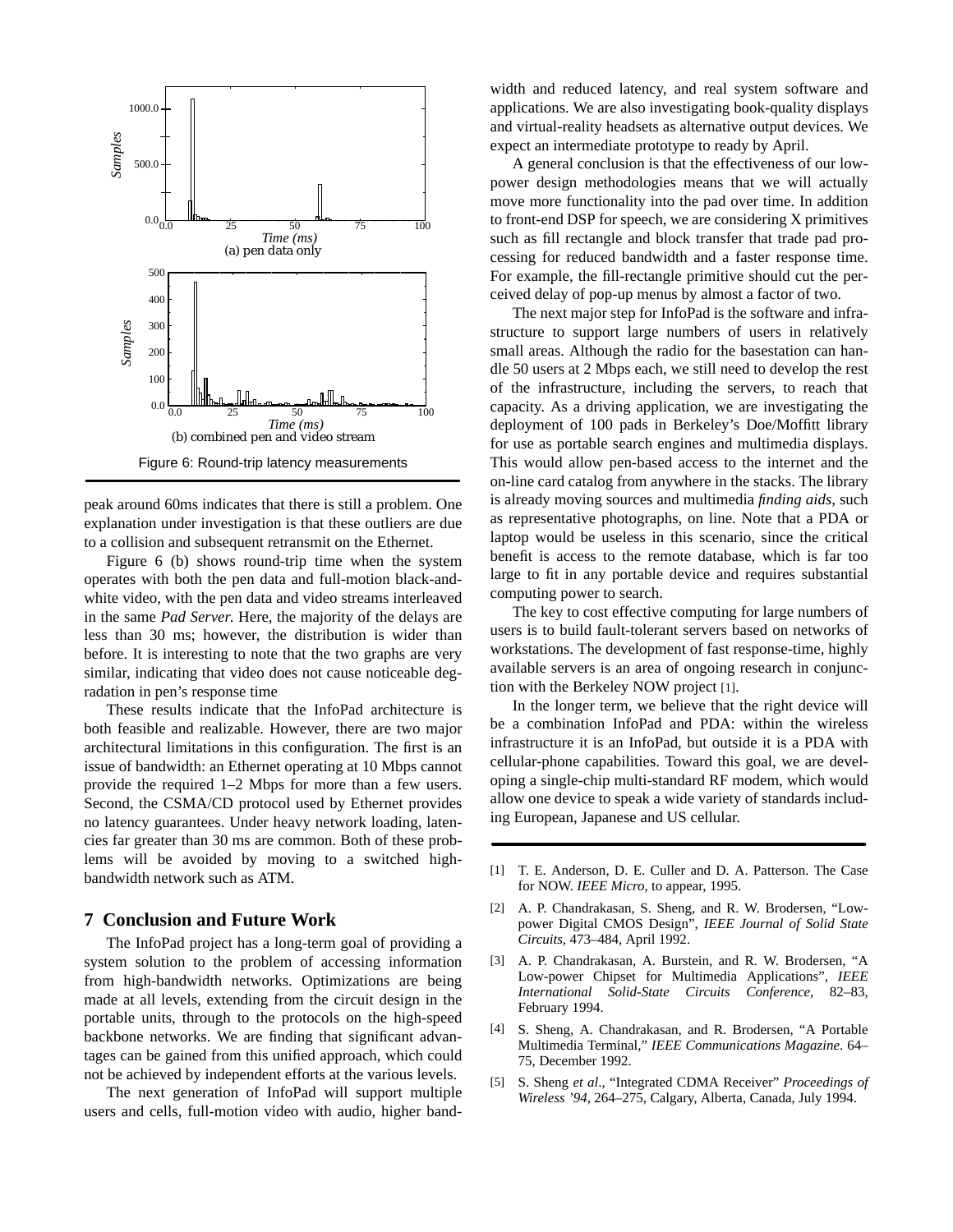Samples

1000.0

500.0

0.0

0.0 25 50 75 100

Time (ms)

(a) pen data only

Samples

500

400

300

200

100

0.0

0.0 25 50 75 100

Time (ms)

(b) combined pen and video stream

Figure 6: Round-trip latency measurements

peak around 60ms indicates that there is still a problem. One explanation under investigation is that these outliers are due to a collision and subsequent retransmit on the Ethernet.

Figure 6 (b) shows round-trip time when the system operates with both the pen data and full-motion black-and-white video, with the pen data and video streams interleaved in the same *Pad Server.* Here, the majority of the delays are less than 30 ms; however, the distribution is wider than before. It is interesting to note that the two graphs are very similar, indicating that video does not cause noticeable degradation in pen's response time

These results indicate that the InfoPad architecture is both feasible and realizable. However, there are two major architectural limitations in this configuration. The first is an issue of bandwidth: an Ethernet operating at 10 Mbps cannot provide the required 1–2 Mbps for more than a few users. Second, the CSMA/CD protocol used by Ethernet provides no latency guarantees. Under heavy network loading, latencies far greater than 30 ms are common. Both of these problems will be avoided by moving to a switched high-bandwidth network such as ATM.

## 7 Conclusion and Future Work

The InfoPad project has a long-term goal of providing a system solution to the problem of accessing information from high-bandwidth networks. Optimizations are being made at all levels, extending from the circuit design in the portable units, through to the protocols on the high-speed backbone networks. We are finding that significant advantages can be gained from this unified approach, which could not be achieved by independent efforts at the various levels.

The next generation of InfoPad will support multiple users and cells, full-motion video with audio, higher bandwidth and reduced latency, and real system software and applications. We are also investigating book-quality displays and virtual-reality headsets as alternative output devices. We expect an intermediate prototype to ready by April.

A general conclusion is that the effectiveness of our low-power design methodologies means that we will actually move more functionality into the pad over time. In addition to front-end DSP for speech, we are considering X primitives such as fill rectangle and block transfer that trade pad processing for reduced bandwidth and a faster response time. For example, the fill-rectangle primitive should cut the perceived delay of pop-up menus by almost a factor of two.

The next major step for InfoPad is the software and infrastructure to support large numbers of users in relatively small areas. Although the radio for the basestation can handle 50 users at 2 Mbps each, we still need to develop the rest of the infrastructure, including the servers, to reach that capacity. As a driving application, we are investigating the deployment of 100 pads in Berkeley's Doe/Moffitt library for use as portable search engines and multimedia displays. This would allow pen-based access to the internet and the on-line card catalog from anywhere in the stacks. The library is already moving sources and multimedia *finding aids*, such as representative photographs, on line. Note that a PDA or laptop would be useless in this scenario, since the critical benefit is access to the remote database, which is far too large to fit in any portable device and requires substantial computing power to search.

The key to cost effective computing for large numbers of users is to build fault-tolerant servers based on networks of workstations. The development of fast response-time, highly available servers is an area of ongoing research in conjunction with the Berkeley NOW project [1].

In the longer term, we believe that the right device will be a combination InfoPad and PDA: within the wireless infrastructure it is an InfoPad, but outside it is a PDA with cellular-phone capabilities. Toward this goal, we are developing a single-chip multi-standard RF modem, which would allow one device to speak a wide variety of standards including European, Japanese and US cellular.

[1] T. E. Anderson, D. E. Culler and D. A. Patterson. The Case for NOW. *IEEE Micro*, to appear, 1995.

[2] A. P. Chandrakasan, S. Sheng, and R. W. Brodersen, "Low-power Digital CMOS Design", *IEEE Journal of Solid State Circuits*, 473–484, April 1992.

[3] A. P. Chandrakasan, A. Burstein, and R. W. Brodersen, "A Low-power Chipset for Multimedia Applications", *IEEE International Solid-State Circuits Conference*, 82–83, February 1994.

[4] S. Sheng, A. Chandrakasan, and R. Brodersen, "A Portable Multimedia Terminal," *IEEE Communications Magazine*. 64–75, December 1992.

[5] S. Sheng *et al*., "Integrated CDMA Receiver" *Proceedings of Wireless '94*, 264–275, Calgary, Alberta, Canada, July 1994.